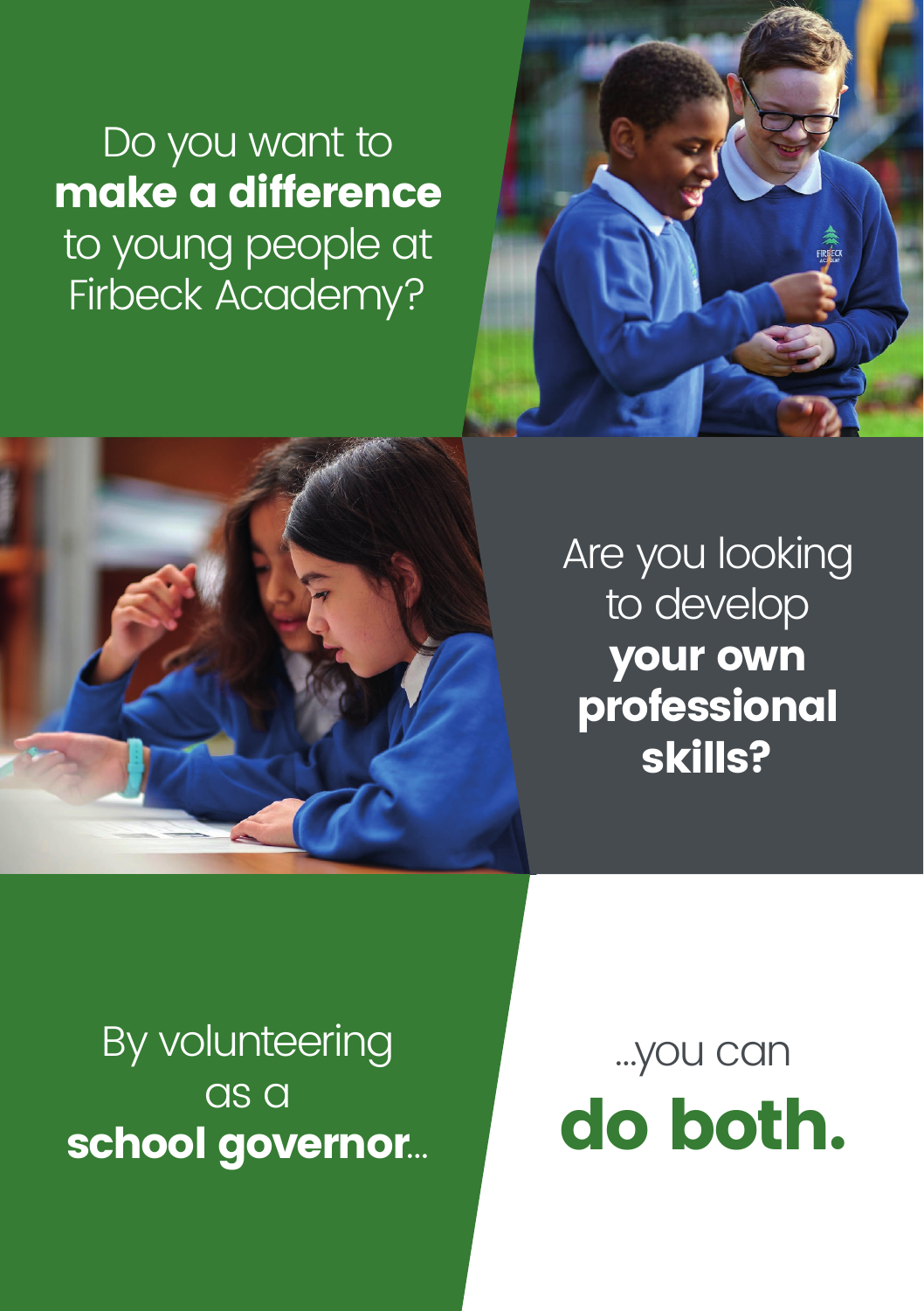Do you want to **make a difference** to young people at Firbeck Academy?

Are you looking to develop **your own professional skills?**

By volunteering as a **school governor**...

...you can **do both.**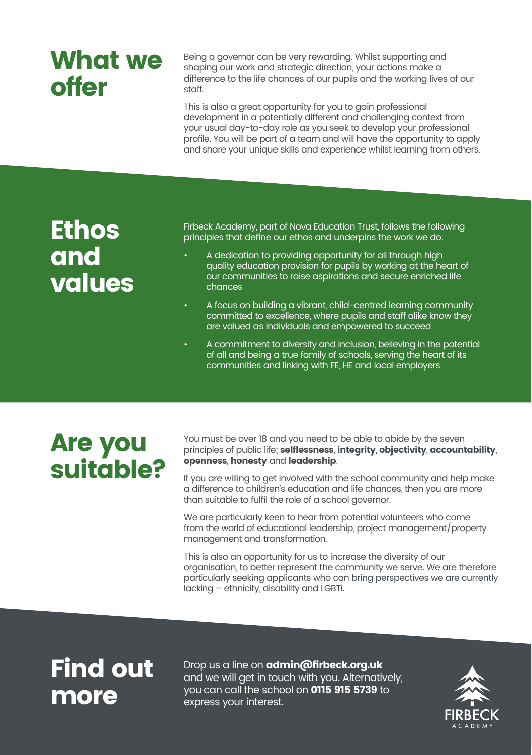## What we offer

Being a governor can be very rewarding. Whilst supporting and shaping our work and strategic direction, your actions make a difference to the life chances of our pupils and the working lives of our staff.

This is also a great opportunity for you to gain professional development in a potentially different and challenging context from your usual day-to-day role as you seek to develop your professional profile. You will be part of a team and will have the opportunity to apply and share your unique skills and experience whilst learning from others.

## Ethos and values

Firbeck Academy, part of Nova Education Trust, follows the following principles that define our ethos and underpins the work we do:

- A dedication to providing opportunity for all through high quality education provision for pupils by working at the heart of our communities to raise aspirations and secure enriched life chances
- A focus on building a vibrant, child-centred learning community committed to excellence, where pupils and staff alike know they are valued as individuals and empowered to succeed
- A commitment to diversity and inclusion, believing in the potential of all and being a true family of schools, serving the heart of its communities and linking with FE, HE and local employers

## Are you suitable?

You must be over 18 and you need to be able to abide by the seven principles of public life; **selflessness**, **integrity**, **objectivity**, **accountability**, **openness**, **honesty** and **leadership**.

If you are willing to get involved with the school community and help make a difference to children's education and life chances, then you are more than suitable to fulfil the role of a school governor.

We are particularly keen to hear from potential volunteers who come from the world of educational leadership, project management/property management and transformation.

This is also an opportunity for us to increase the diversity of our organisation, to better represent the community we serve. We are therefore particularly seeking applicants who can bring perspectives we are currently lacking – ethnicity, disability and LGBTi.

## Find out more

Drop us a line on **admin@firbeck.org.uk** and we will get in touch with you. Alternatively, you can call the school on **0115 915 5739** to express your interest.

FIRBECK ACADEMY